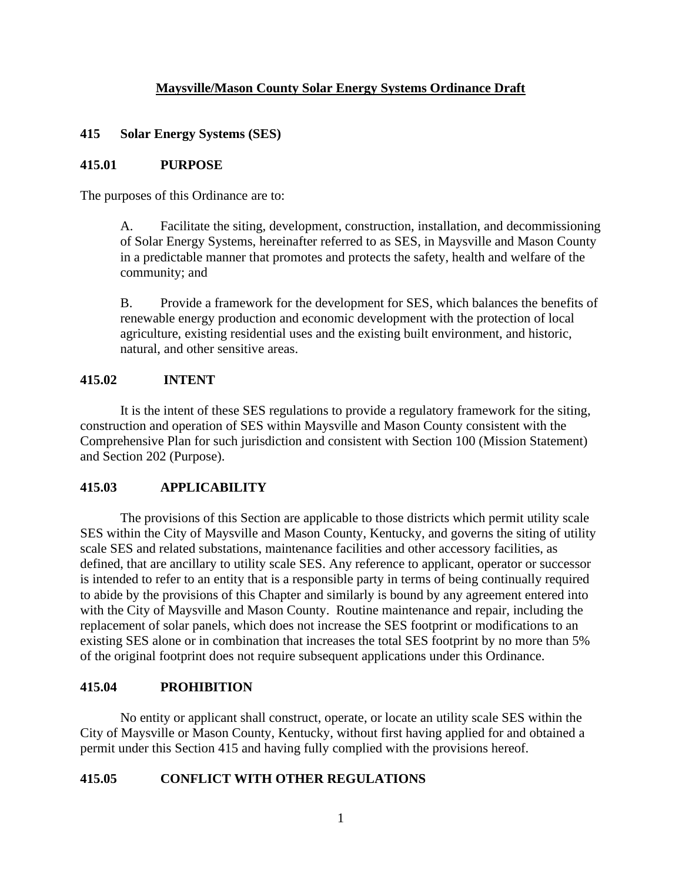# Maysville/Mason County Solar Energy Systems Ordinance Draft

## 415 Solar Energy Systems (SES)

### 415.01 PURPOSE

The purposes of this Ordinance are to:

> A. Facilitate the siting, development, construction, installation, and decommissioning of Solar Energy Systems, hereinafter referred to as SES, in Maysville and Mason County in a predictable manner that promotes and protects the safety, health and welfare of the community; and
>
> B. Provide a framework for the development for SES, which balances the benefits of renewable energy production and economic development with the protection of local agriculture, existing residential uses and the existing built environment, and historic, natural, and other sensitive areas.

### 415.02 INTENT

It is the intent of these SES regulations to provide a regulatory framework for the siting, construction and operation of SES within Maysville and Mason County consistent with the Comprehensive Plan for such jurisdiction and consistent with Section 100 (Mission Statement) and Section 202 (Purpose).

### 415.03 APPLICABILITY

The provisions of this Section are applicable to those districts which permit utility scale SES within the City of Maysville and Mason County, Kentucky, and governs the siting of utility scale SES and related substations, maintenance facilities and other accessory facilities, as defined, that are ancillary to utility scale SES. Any reference to applicant, operator or successor is intended to refer to an entity that is a responsible party in terms of being continually required to abide by the provisions of this Chapter and similarly is bound by any agreement entered into with the City of Maysville and Mason County. Routine maintenance and repair, including the replacement of solar panels, which does not increase the SES footprint or modifications to an existing SES alone or in combination that increases the total SES footprint by no more than 5% of the original footprint does not require subsequent applications under this Ordinance.

### 415.04 PROHIBITION

No entity or applicant shall construct, operate, or locate an utility scale SES within the City of Maysville or Mason County, Kentucky, without first having applied for and obtained a permit under this Section 415 and having fully complied with the provisions hereof.

### 415.05 CONFLICT WITH OTHER REGULATIONS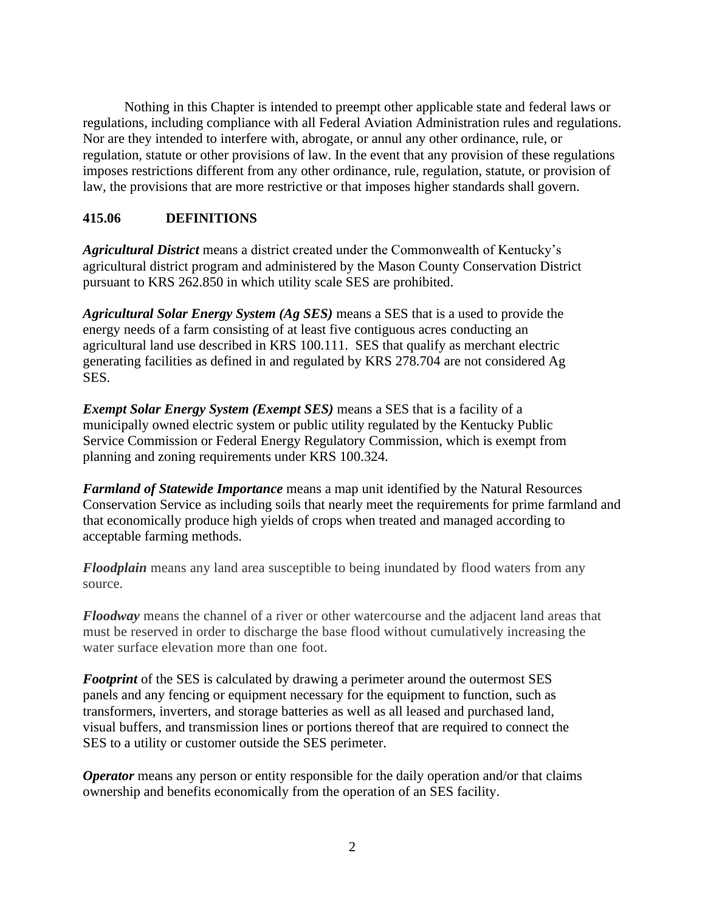Nothing in this Chapter is intended to preempt other applicable state and federal laws or regulations, including compliance with all Federal Aviation Administration rules and regulations. Nor are they intended to interfere with, abrogate, or annul any other ordinance, rule, or regulation, statute or other provisions of law. In the event that any provision of these regulations imposes restrictions different from any other ordinance, rule, regulation, statute, or provision of law, the provisions that are more restrictive or that imposes higher standards shall govern.

## 415.06 DEFINITIONS

***Agricultural District*** means a district created under the Commonwealth of Kentucky's agricultural district program and administered by the Mason County Conservation District pursuant to KRS 262.850 in which utility scale SES are prohibited.

***Agricultural Solar Energy System (Ag SES)*** means a SES that is a used to provide the energy needs of a farm consisting of at least five contiguous acres conducting an agricultural land use described in KRS 100.111. SES that qualify as merchant electric generating facilities as defined in and regulated by KRS 278.704 are not considered Ag SES.

***Exempt Solar Energy System (Exempt SES)*** means a SES that is a facility of a municipally owned electric system or public utility regulated by the Kentucky Public Service Commission or Federal Energy Regulatory Commission, which is exempt from planning and zoning requirements under KRS 100.324.

***Farmland of Statewide Importance*** means a map unit identified by the Natural Resources Conservation Service as including soils that nearly meet the requirements for prime farmland and that economically produce high yields of crops when treated and managed according to acceptable farming methods.

***Floodplain*** means any land area susceptible to being inundated by flood waters from any source.

***Floodway*** means the channel of a river or other watercourse and the adjacent land areas that must be reserved in order to discharge the base flood without cumulatively increasing the water surface elevation more than one foot.

***Footprint*** of the SES is calculated by drawing a perimeter around the outermost SES panels and any fencing or equipment necessary for the equipment to function, such as transformers, inverters, and storage batteries as well as all leased and purchased land, visual buffers, and transmission lines or portions thereof that are required to connect the SES to a utility or customer outside the SES perimeter.

***Operator*** means any person or entity responsible for the daily operation and/or that claims ownership and benefits economically from the operation of an SES facility.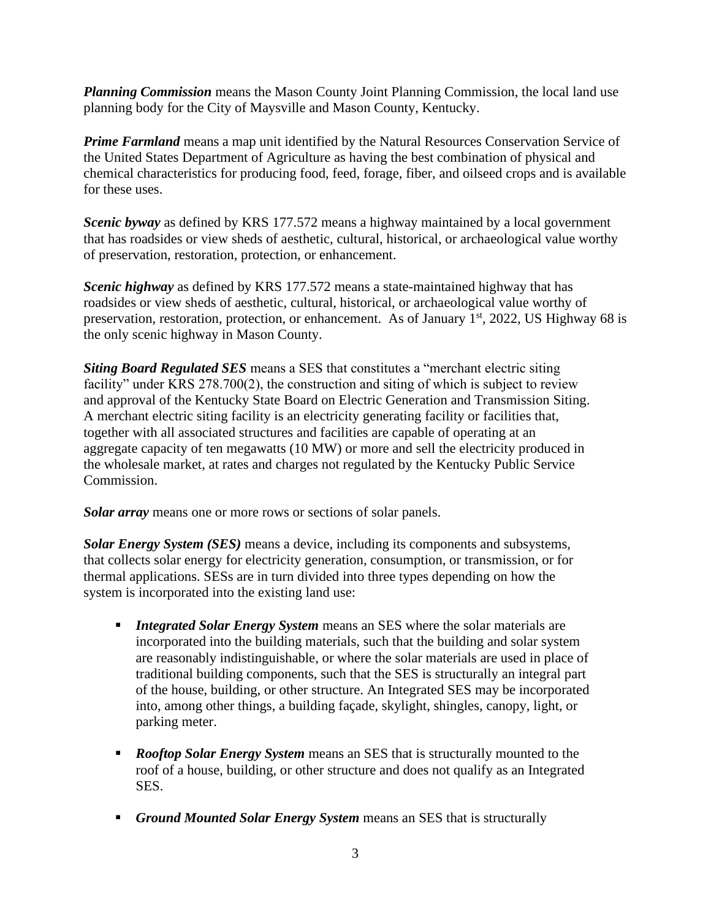***Planning Commission*** means the Mason County Joint Planning Commission, the local land use planning body for the City of Maysville and Mason County, Kentucky.

***Prime Farmland*** means a map unit identified by the Natural Resources Conservation Service of the United States Department of Agriculture as having the best combination of physical and chemical characteristics for producing food, feed, forage, fiber, and oilseed crops and is available for these uses.

***Scenic byway*** as defined by KRS 177.572 means a highway maintained by a local government that has roadsides or view sheds of aesthetic, cultural, historical, or archaeological value worthy of preservation, restoration, protection, or enhancement.

***Scenic highway*** as defined by KRS 177.572 means a state-maintained highway that has roadsides or view sheds of aesthetic, cultural, historical, or archaeological value worthy of preservation, restoration, protection, or enhancement. As of January 1st, 2022, US Highway 68 is the only scenic highway in Mason County.

***Siting Board Regulated SES*** means a SES that constitutes a "merchant electric siting facility" under KRS 278.700(2), the construction and siting of which is subject to review and approval of the Kentucky State Board on Electric Generation and Transmission Siting. A merchant electric siting facility is an electricity generating facility or facilities that, together with all associated structures and facilities are capable of operating at an aggregate capacity of ten megawatts (10 MW) or more and sell the electricity produced in the wholesale market, at rates and charges not regulated by the Kentucky Public Service Commission.

***Solar array*** means one or more rows or sections of solar panels.

***Solar Energy System (SES)*** means a device, including its components and subsystems, that collects solar energy for electricity generation, consumption, or transmission, or for thermal applications. SESs are in turn divided into three types depending on how the system is incorporated into the existing land use:

- ***Integrated Solar Energy System*** means an SES where the solar materials are incorporated into the building materials, such that the building and solar system are reasonably indistinguishable, or where the solar materials are used in place of traditional building components, such that the SES is structurally an integral part of the house, building, or other structure. An Integrated SES may be incorporated into, among other things, a building façade, skylight, shingles, canopy, light, or parking meter.

- ***Rooftop Solar Energy System*** means an SES that is structurally mounted to the roof of a house, building, or other structure and does not qualify as an Integrated SES.

- ***Ground Mounted Solar Energy System*** means an SES that is structurally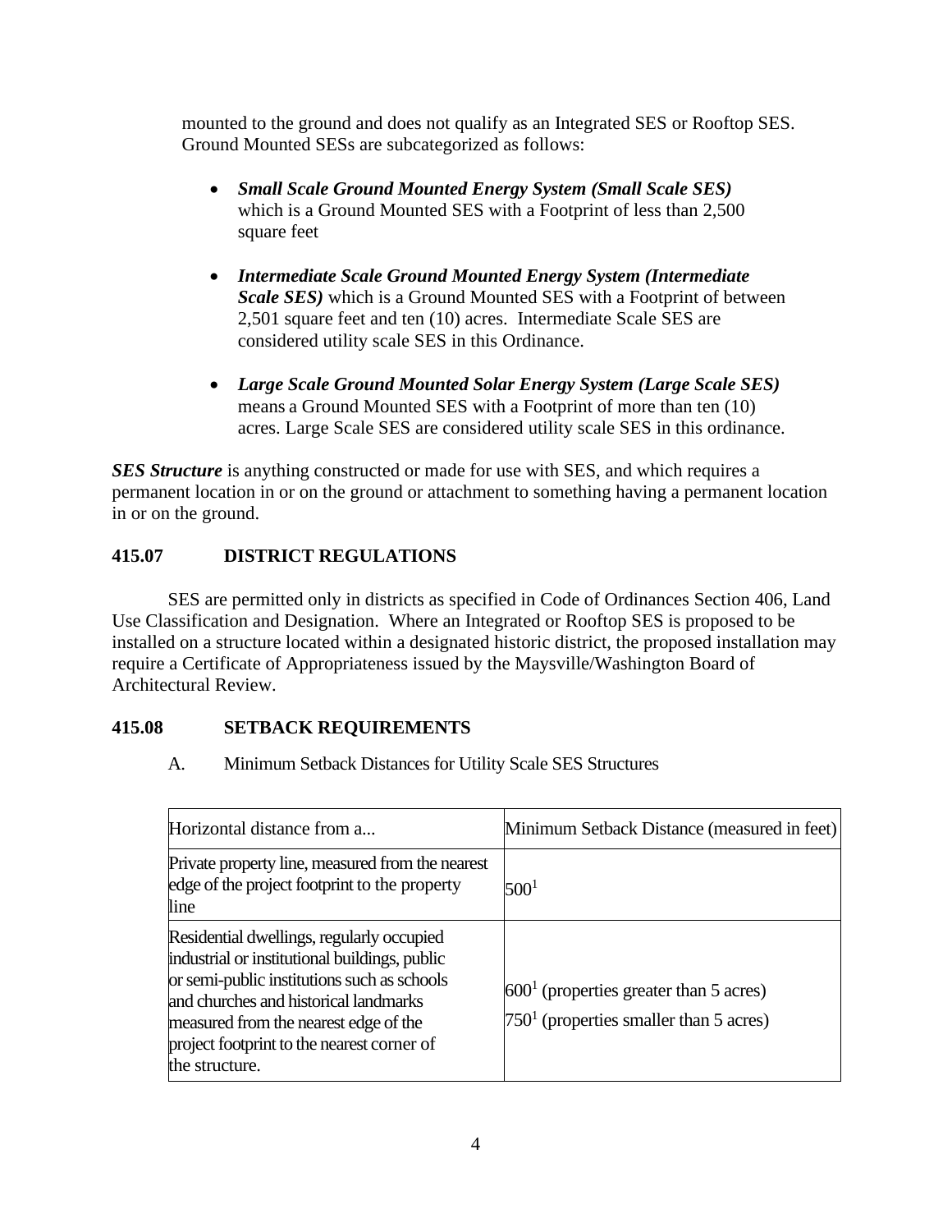mounted to the ground and does not qualify as an Integrated SES or Rooftop SES. Ground Mounted SESs are subcategorized as follows:

- ***Small Scale Ground Mounted Energy System (Small Scale SES)*** which is a Ground Mounted SES with a Footprint of less than 2,500 square feet

- ***Intermediate Scale Ground Mounted Energy System (Intermediate Scale SES)*** which is a Ground Mounted SES with a Footprint of between 2,501 square feet and ten (10) acres. Intermediate Scale SES are considered utility scale SES in this Ordinance.

- ***Large Scale Ground Mounted Solar Energy System (Large Scale SES)*** means a Ground Mounted SES with a Footprint of more than ten (10) acres. Large Scale SES are considered utility scale SES in this ordinance.

***SES Structure*** is anything constructed or made for use with SES, and which requires a permanent location in or on the ground or attachment to something having a permanent location in or on the ground.

## 415.07 DISTRICT REGULATIONS

SES are permitted only in districts as specified in Code of Ordinances Section 406, Land Use Classification and Designation. Where an Integrated or Rooftop SES is proposed to be installed on a structure located within a designated historic district, the proposed installation may require a Certificate of Appropriateness issued by the Maysville/Washington Board of Architectural Review.

## 415.08 SETBACK REQUIREMENTS

A. Minimum Setback Distances for Utility Scale SES Structures

| Horizontal distance from a... | Minimum Setback Distance (measured in feet) |
|---|---|
| Private property line, measured from the nearest edge of the project footprint to the property line | 500[1] |
| Residential dwellings, regularly occupied industrial or institutional buildings, public or semi-public institutions such as schools and churches and historical landmarks measured from the nearest edge of the project footprint to the nearest corner of the structure. | 600[1] (properties greater than 5 acres)<br>750[1] (properties smaller than 5 acres) |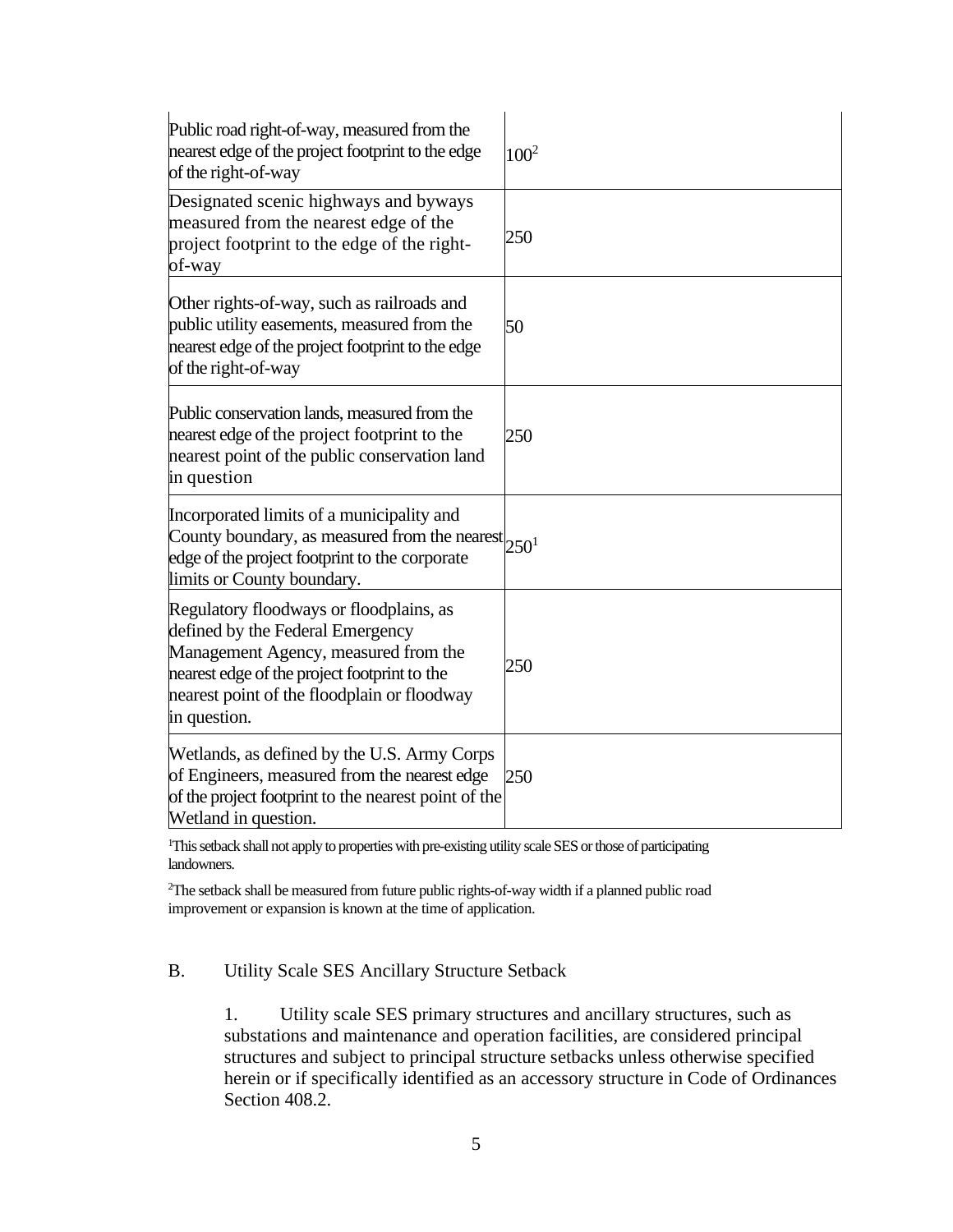| | |
|---|---|
| Public road right-of-way, measured from the nearest edge of the project footprint to the edge of the right-of-way | 100[2] |
| Designated scenic highways and byways measured from the nearest edge of the project footprint to the edge of the right-of-way | 250 |
| Other rights-of-way, such as railroads and public utility easements, measured from the nearest edge of the project footprint to the edge of the right-of-way | 50 |
| Public conservation lands, measured from the nearest edge of the project footprint to the nearest point of the public conservation land in question | 250 |
| Incorporated limits of a municipality and County boundary, as measured from the nearest edge of the project footprint to the corporate limits or County boundary. | 250[1] |
| Regulatory floodways or floodplains, as defined by the Federal Emergency Management Agency, measured from the nearest edge of the project footprint to the nearest point of the floodplain or floodway in question. | 250 |
| Wetlands, as defined by the U.S. Army Corps of Engineers, measured from the nearest edge of the project footprint to the nearest point of the Wetland in question. | 250 |

[1]This setback shall not apply to properties with pre-existing utility scale SES or those of participating landowners.

[2]The setback shall be measured from future public rights-of-way width if a planned public road improvement or expansion is known at the time of application.

B. Utility Scale SES Ancillary Structure Setback

1. Utility scale SES primary structures and ancillary structures, such as substations and maintenance and operation facilities, are considered principal structures and subject to principal structure setbacks unless otherwise specified herein or if specifically identified as an accessory structure in Code of Ordinances Section 408.2.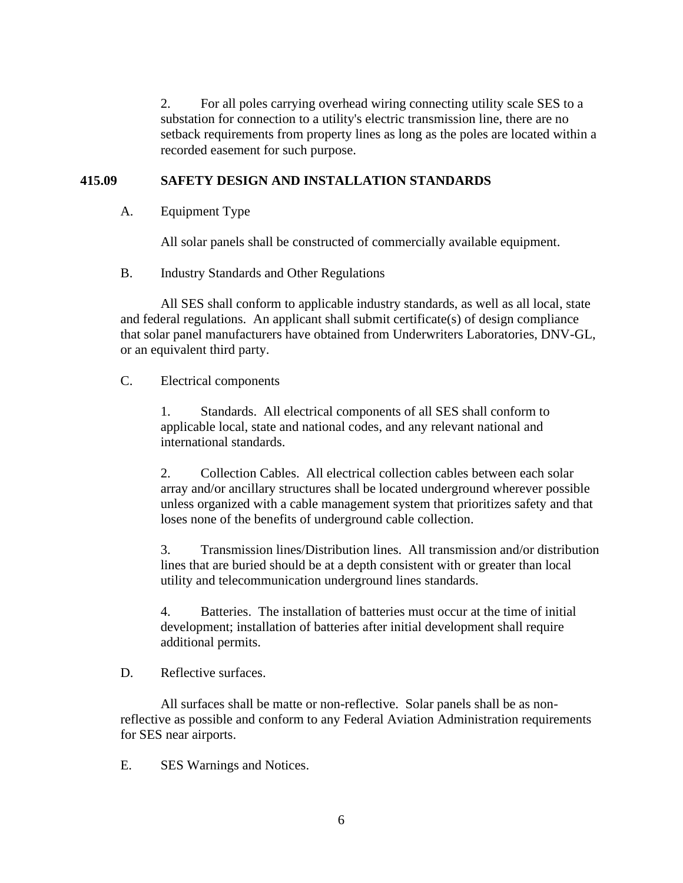2. For all poles carrying overhead wiring connecting utility scale SES to a substation for connection to a utility's electric transmission line, there are no setback requirements from property lines as long as the poles are located within a recorded easement for such purpose.

## 415.09 SAFETY DESIGN AND INSTALLATION STANDARDS

A. Equipment Type

All solar panels shall be constructed of commercially available equipment.

B. Industry Standards and Other Regulations

All SES shall conform to applicable industry standards, as well as all local, state and federal regulations. An applicant shall submit certificate(s) of design compliance that solar panel manufacturers have obtained from Underwriters Laboratories, DNV-GL, or an equivalent third party.

C. Electrical components

1. Standards. All electrical components of all SES shall conform to applicable local, state and national codes, and any relevant national and international standards.

2. Collection Cables. All electrical collection cables between each solar array and/or ancillary structures shall be located underground wherever possible unless organized with a cable management system that prioritizes safety and that loses none of the benefits of underground cable collection.

3. Transmission lines/Distribution lines. All transmission and/or distribution lines that are buried should be at a depth consistent with or greater than local utility and telecommunication underground lines standards.

4. Batteries. The installation of batteries must occur at the time of initial development; installation of batteries after initial development shall require additional permits.

D. Reflective surfaces.

All surfaces shall be matte or non-reflective. Solar panels shall be as non-reflective as possible and conform to any Federal Aviation Administration requirements for SES near airports.

E. SES Warnings and Notices.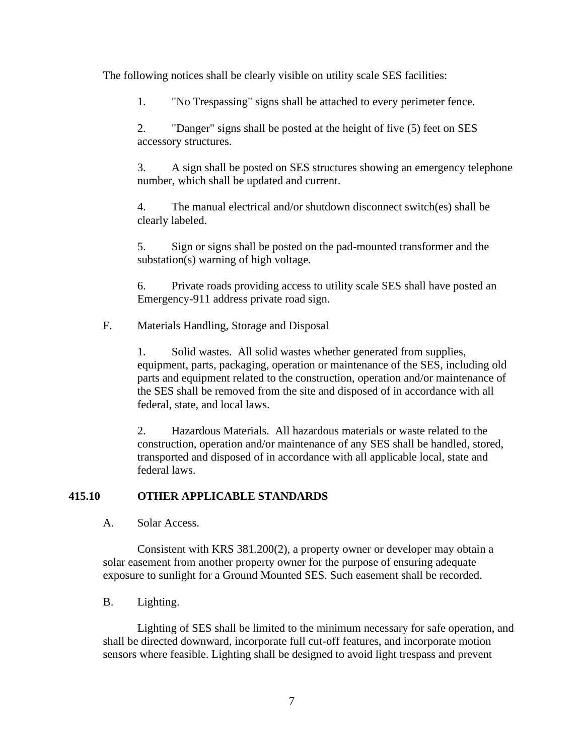The following notices shall be clearly visible on utility scale SES facilities:

1. "No Trespassing" signs shall be attached to every perimeter fence.

2. "Danger" signs shall be posted at the height of five (5) feet on SES accessory structures.

3. A sign shall be posted on SES structures showing an emergency telephone number, which shall be updated and current.

4. The manual electrical and/or shutdown disconnect switch(es) shall be clearly labeled.

5. Sign or signs shall be posted on the pad-mounted transformer and the substation(s) warning of high voltage.

6. Private roads providing access to utility scale SES shall have posted an Emergency-911 address private road sign.

F. Materials Handling, Storage and Disposal

1. Solid wastes. All solid wastes whether generated from supplies, equipment, parts, packaging, operation or maintenance of the SES, including old parts and equipment related to the construction, operation and/or maintenance of the SES shall be removed from the site and disposed of in accordance with all federal, state, and local laws.

2. Hazardous Materials. All hazardous materials or waste related to the construction, operation and/or maintenance of any SES shall be handled, stored, transported and disposed of in accordance with all applicable local, state and federal laws.

## 415.10 OTHER APPLICABLE STANDARDS

A. Solar Access.

Consistent with KRS 381.200(2), a property owner or developer may obtain a solar easement from another property owner for the purpose of ensuring adequate exposure to sunlight for a Ground Mounted SES. Such easement shall be recorded.

B. Lighting.

Lighting of SES shall be limited to the minimum necessary for safe operation, and shall be directed downward, incorporate full cut-off features, and incorporate motion sensors where feasible. Lighting shall be designed to avoid light trespass and prevent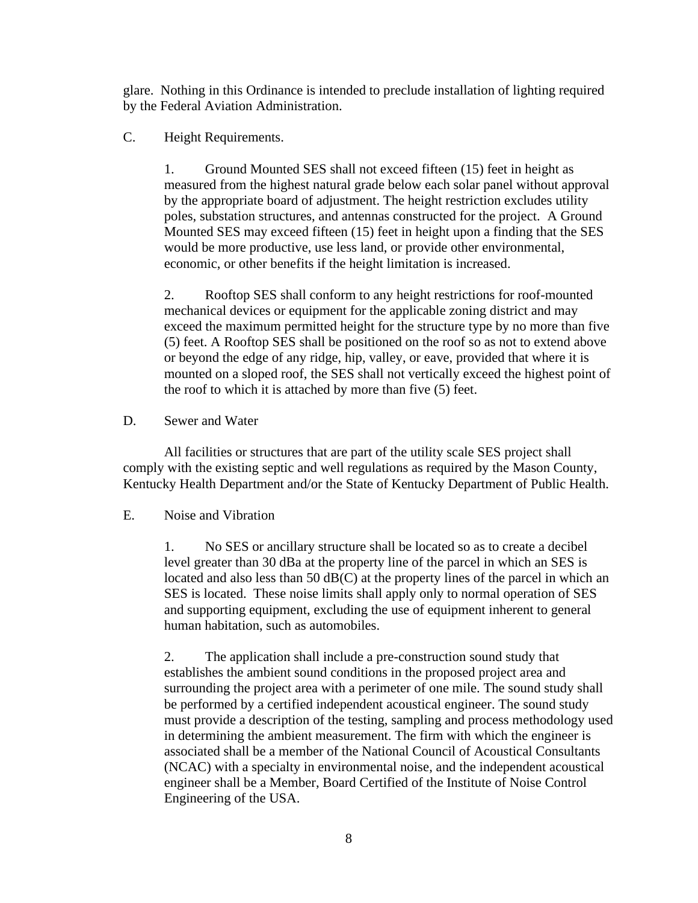glare. Nothing in this Ordinance is intended to preclude installation of lighting required by the Federal Aviation Administration.

C. Height Requirements.

1. Ground Mounted SES shall not exceed fifteen (15) feet in height as measured from the highest natural grade below each solar panel without approval by the appropriate board of adjustment. The height restriction excludes utility poles, substation structures, and antennas constructed for the project. A Ground Mounted SES may exceed fifteen (15) feet in height upon a finding that the SES would be more productive, use less land, or provide other environmental, economic, or other benefits if the height limitation is increased.

2. Rooftop SES shall conform to any height restrictions for roof-mounted mechanical devices or equipment for the applicable zoning district and may exceed the maximum permitted height for the structure type by no more than five (5) feet. A Rooftop SES shall be positioned on the roof so as not to extend above or beyond the edge of any ridge, hip, valley, or eave, provided that where it is mounted on a sloped roof, the SES shall not vertically exceed the highest point of the roof to which it is attached by more than five (5) feet.

D. Sewer and Water

All facilities or structures that are part of the utility scale SES project shall comply with the existing septic and well regulations as required by the Mason County, Kentucky Health Department and/or the State of Kentucky Department of Public Health.

E. Noise and Vibration

1. No SES or ancillary structure shall be located so as to create a decibel level greater than 30 dBa at the property line of the parcel in which an SES is located and also less than 50 dB(C) at the property lines of the parcel in which an SES is located. These noise limits shall apply only to normal operation of SES and supporting equipment, excluding the use of equipment inherent to general human habitation, such as automobiles.

2. The application shall include a pre-construction sound study that establishes the ambient sound conditions in the proposed project area and surrounding the project area with a perimeter of one mile. The sound study shall be performed by a certified independent acoustical engineer. The sound study must provide a description of the testing, sampling and process methodology used in determining the ambient measurement. The firm with which the engineer is associated shall be a member of the National Council of Acoustical Consultants (NCAC) with a specialty in environmental noise, and the independent acoustical engineer shall be a Member, Board Certified of the Institute of Noise Control Engineering of the USA.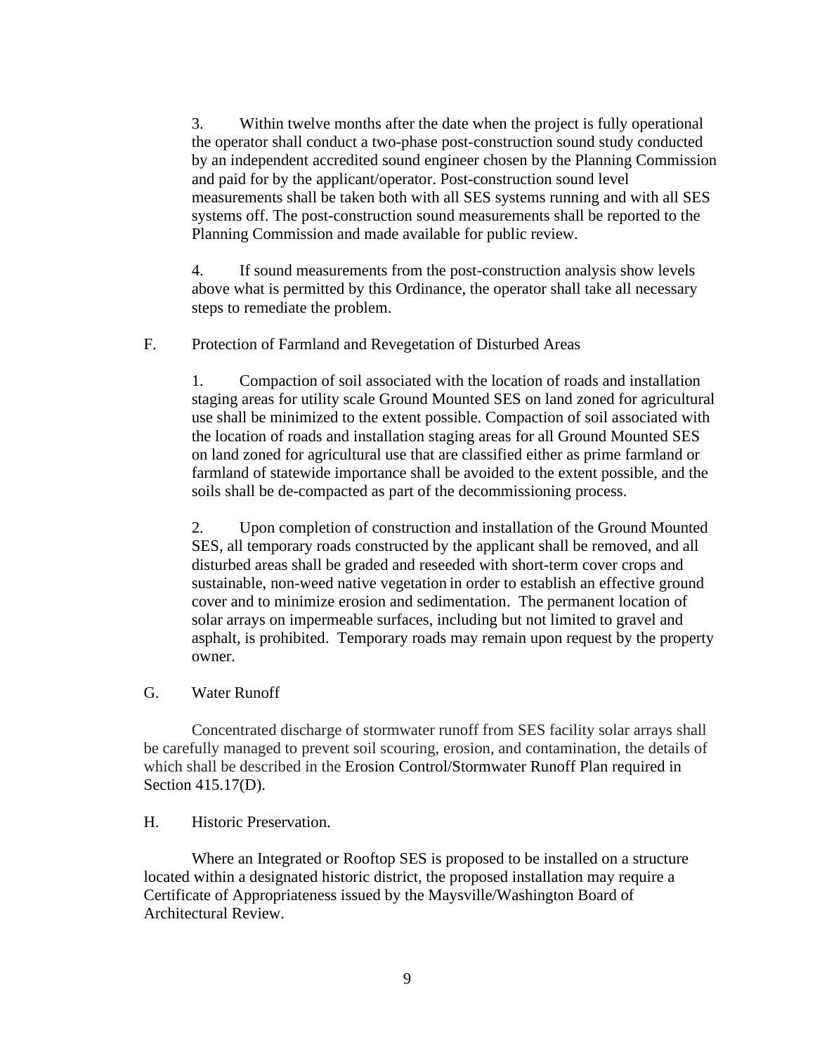3. Within twelve months after the date when the project is fully operational the operator shall conduct a two-phase post-construction sound study conducted by an independent accredited sound engineer chosen by the Planning Commission and paid for by the applicant/operator. Post-construction sound level measurements shall be taken both with all SES systems running and with all SES systems off. The post-construction sound measurements shall be reported to the Planning Commission and made available for public review.

4. If sound measurements from the post-construction analysis show levels above what is permitted by this Ordinance, the operator shall take all necessary steps to remediate the problem.

F. Protection of Farmland and Revegetation of Disturbed Areas

1. Compaction of soil associated with the location of roads and installation staging areas for utility scale Ground Mounted SES on land zoned for agricultural use shall be minimized to the extent possible. Compaction of soil associated with the location of roads and installation staging areas for all Ground Mounted SES on land zoned for agricultural use that are classified either as prime farmland or farmland of statewide importance shall be avoided to the extent possible, and the soils shall be de-compacted as part of the decommissioning process.

2. Upon completion of construction and installation of the Ground Mounted SES, all temporary roads constructed by the applicant shall be removed, and all disturbed areas shall be graded and reseeded with short-term cover crops and sustainable, non-weed native vegetation in order to establish an effective ground cover and to minimize erosion and sedimentation. The permanent location of solar arrays on impermeable surfaces, including but not limited to gravel and asphalt, is prohibited. Temporary roads may remain upon request by the property owner.

G. Water Runoff

Concentrated discharge of stormwater runoff from SES facility solar arrays shall be carefully managed to prevent soil scouring, erosion, and contamination, the details of which shall be described in the Erosion Control/Stormwater Runoff Plan required in Section 415.17(D).

H. Historic Preservation.

Where an Integrated or Rooftop SES is proposed to be installed on a structure located within a designated historic district, the proposed installation may require a Certificate of Appropriateness issued by the Maysville/Washington Board of Architectural Review.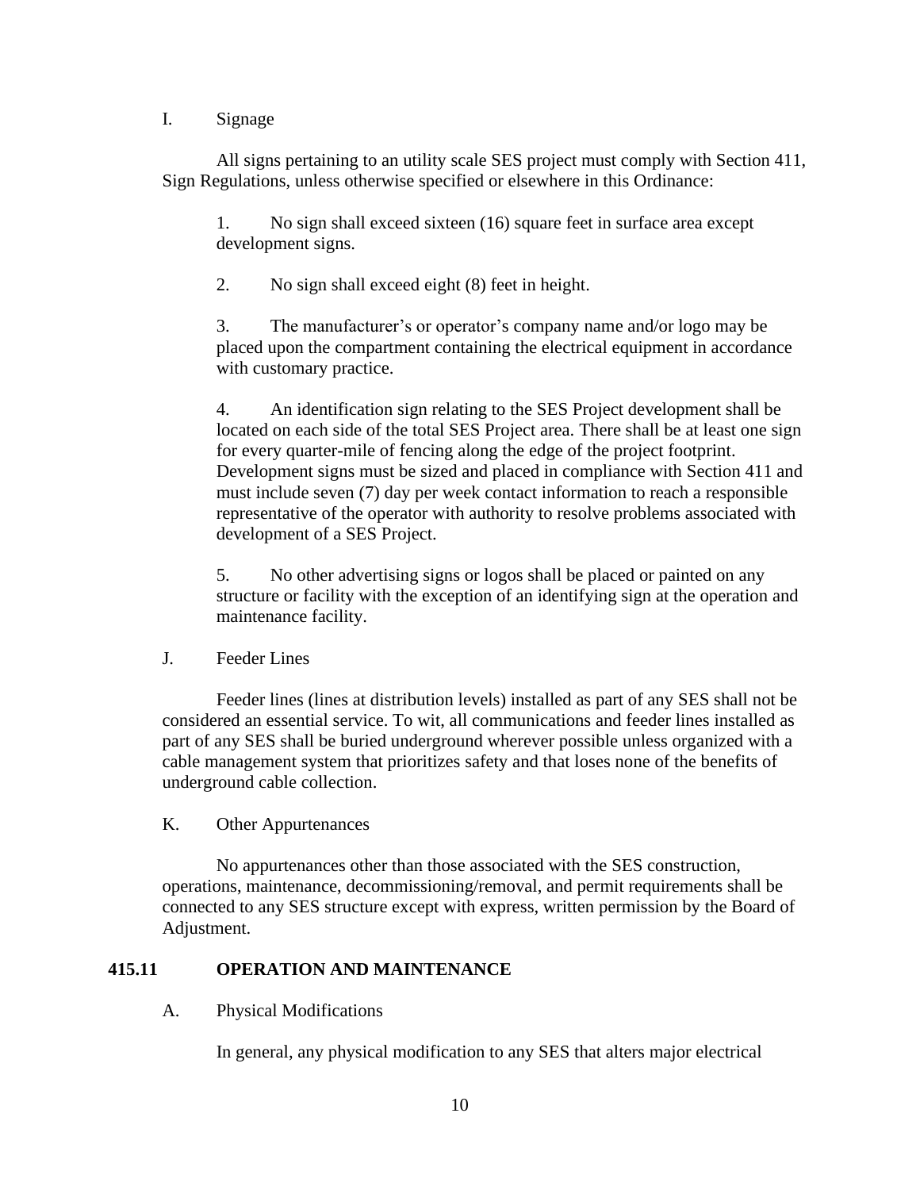I. Signage

All signs pertaining to an utility scale SES project must comply with Section 411, Sign Regulations, unless otherwise specified or elsewhere in this Ordinance:

1. No sign shall exceed sixteen (16) square feet in surface area except development signs.

2. No sign shall exceed eight (8) feet in height.

3. The manufacturer's or operator's company name and/or logo may be placed upon the compartment containing the electrical equipment in accordance with customary practice.

4. An identification sign relating to the SES Project development shall be located on each side of the total SES Project area. There shall be at least one sign for every quarter-mile of fencing along the edge of the project footprint. Development signs must be sized and placed in compliance with Section 411 and must include seven (7) day per week contact information to reach a responsible representative of the operator with authority to resolve problems associated with development of a SES Project.

5. No other advertising signs or logos shall be placed or painted on any structure or facility with the exception of an identifying sign at the operation and maintenance facility.

J. Feeder Lines

Feeder lines (lines at distribution levels) installed as part of any SES shall not be considered an essential service. To wit, all communications and feeder lines installed as part of any SES shall be buried underground wherever possible unless organized with a cable management system that prioritizes safety and that loses none of the benefits of underground cable collection.

K. Other Appurtenances

No appurtenances other than those associated with the SES construction, operations, maintenance, decommissioning/removal, and permit requirements shall be connected to any SES structure except with express, written permission by the Board of Adjustment.

## 415.11 OPERATION AND MAINTENANCE

A. Physical Modifications

In general, any physical modification to any SES that alters major electrical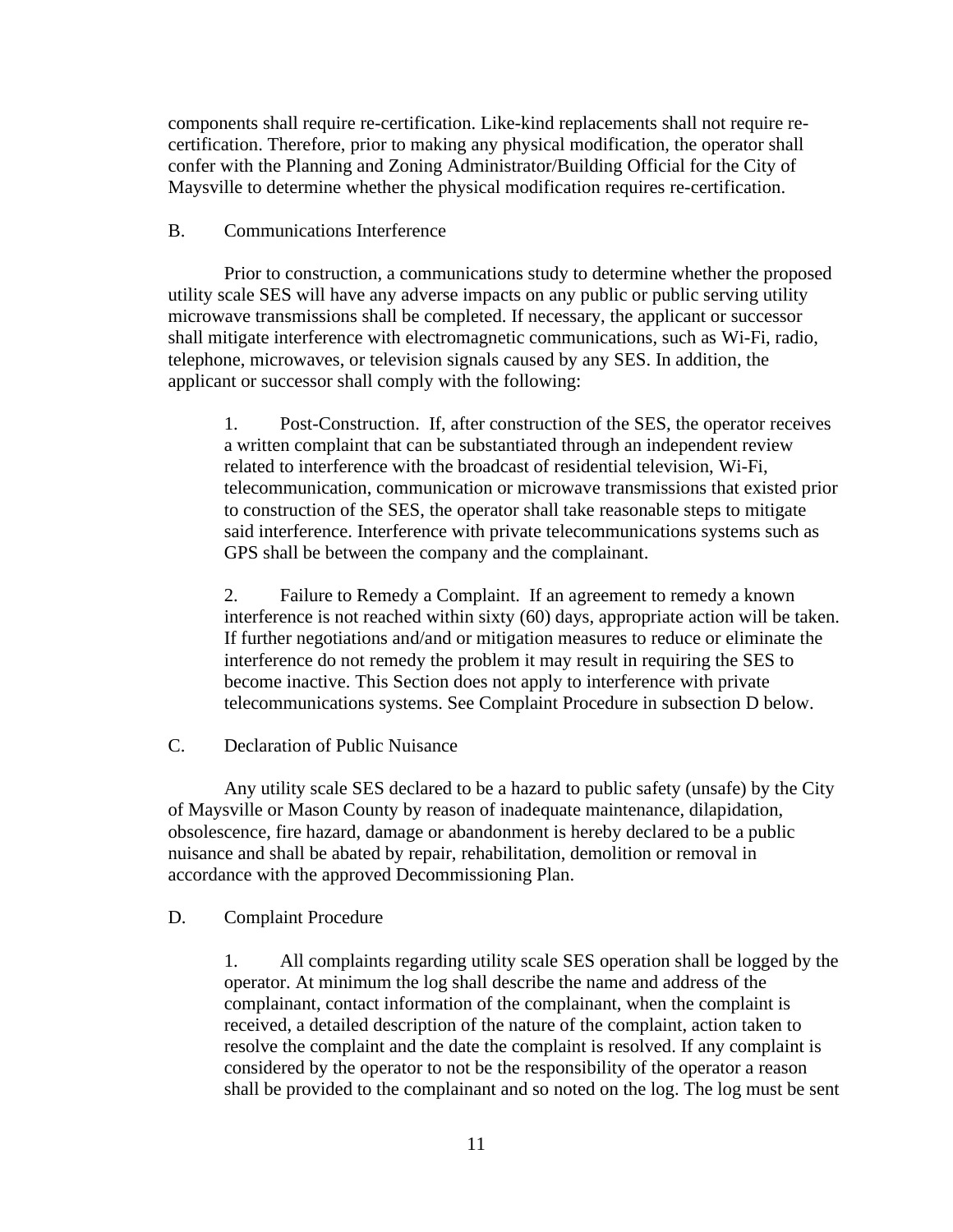components shall require re-certification. Like-kind replacements shall not require re-certification. Therefore, prior to making any physical modification, the operator shall confer with the Planning and Zoning Administrator/Building Official for the City of Maysville to determine whether the physical modification requires re-certification.

B. Communications Interference

Prior to construction, a communications study to determine whether the proposed utility scale SES will have any adverse impacts on any public or public serving utility microwave transmissions shall be completed. If necessary, the applicant or successor shall mitigate interference with electromagnetic communications, such as Wi-Fi, radio, telephone, microwaves, or television signals caused by any SES. In addition, the applicant or successor shall comply with the following:

1. Post-Construction. If, after construction of the SES, the operator receives a written complaint that can be substantiated through an independent review related to interference with the broadcast of residential television, Wi-Fi, telecommunication, communication or microwave transmissions that existed prior to construction of the SES, the operator shall take reasonable steps to mitigate said interference. Interference with private telecommunications systems such as GPS shall be between the company and the complainant.

2. Failure to Remedy a Complaint. If an agreement to remedy a known interference is not reached within sixty (60) days, appropriate action will be taken. If further negotiations and/and or mitigation measures to reduce or eliminate the interference do not remedy the problem it may result in requiring the SES to become inactive. This Section does not apply to interference with private telecommunications systems. See Complaint Procedure in subsection D below.

C. Declaration of Public Nuisance

Any utility scale SES declared to be a hazard to public safety (unsafe) by the City of Maysville or Mason County by reason of inadequate maintenance, dilapidation, obsolescence, fire hazard, damage or abandonment is hereby declared to be a public nuisance and shall be abated by repair, rehabilitation, demolition or removal in accordance with the approved Decommissioning Plan.

D. Complaint Procedure

1. All complaints regarding utility scale SES operation shall be logged by the operator. At minimum the log shall describe the name and address of the complainant, contact information of the complainant, when the complaint is received, a detailed description of the nature of the complaint, action taken to resolve the complaint and the date the complaint is resolved. If any complaint is considered by the operator to not be the responsibility of the operator a reason shall be provided to the complainant and so noted on the log. The log must be sent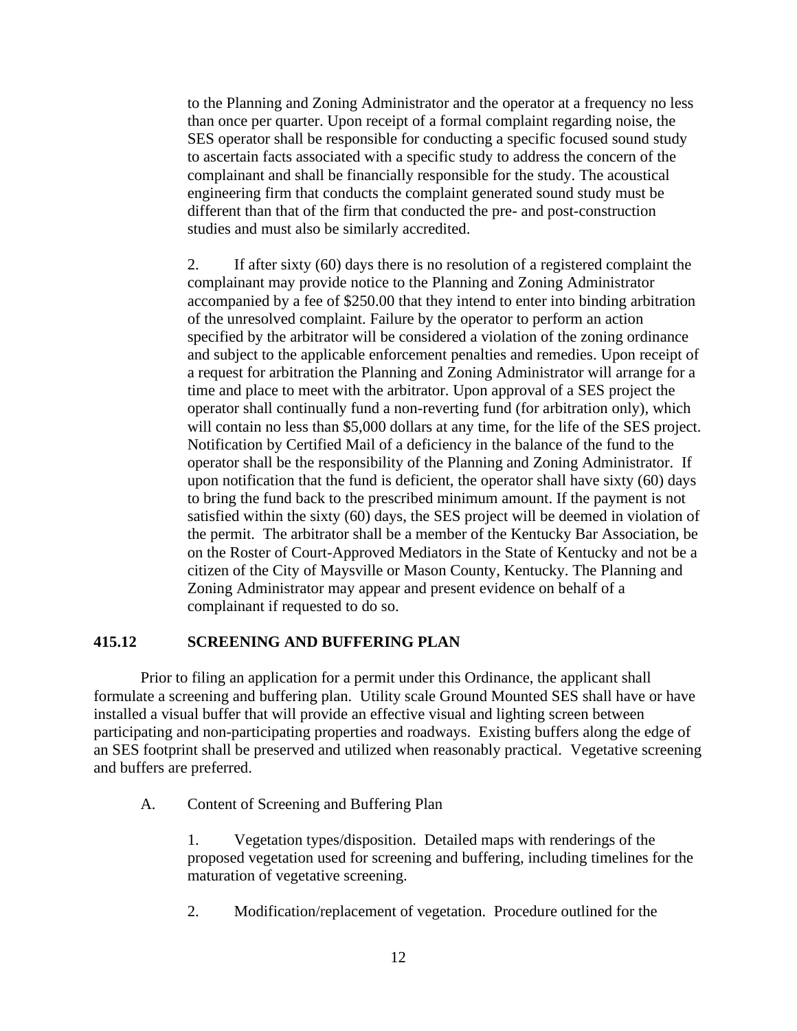to the Planning and Zoning Administrator and the operator at a frequency no less than once per quarter. Upon receipt of a formal complaint regarding noise, the SES operator shall be responsible for conducting a specific focused sound study to ascertain facts associated with a specific study to address the concern of the complainant and shall be financially responsible for the study. The acoustical engineering firm that conducts the complaint generated sound study must be different than that of the firm that conducted the pre- and post-construction studies and must also be similarly accredited.

2. If after sixty (60) days there is no resolution of a registered complaint the complainant may provide notice to the Planning and Zoning Administrator accompanied by a fee of $250.00 that they intend to enter into binding arbitration of the unresolved complaint. Failure by the operator to perform an action specified by the arbitrator will be considered a violation of the zoning ordinance and subject to the applicable enforcement penalties and remedies. Upon receipt of a request for arbitration the Planning and Zoning Administrator will arrange for a time and place to meet with the arbitrator. Upon approval of a SES project the operator shall continually fund a non-reverting fund (for arbitration only), which will contain no less than $5,000 dollars at any time, for the life of the SES project. Notification by Certified Mail of a deficiency in the balance of the fund to the operator shall be the responsibility of the Planning and Zoning Administrator. If upon notification that the fund is deficient, the operator shall have sixty (60) days to bring the fund back to the prescribed minimum amount. If the payment is not satisfied within the sixty (60) days, the SES project will be deemed in violation of the permit. The arbitrator shall be a member of the Kentucky Bar Association, be on the Roster of Court-Approved Mediators in the State of Kentucky and not be a citizen of the City of Maysville or Mason County, Kentucky. The Planning and Zoning Administrator may appear and present evidence on behalf of a complainant if requested to do so.

## 415.12 SCREENING AND BUFFERING PLAN

Prior to filing an application for a permit under this Ordinance, the applicant shall formulate a screening and buffering plan. Utility scale Ground Mounted SES shall have or have installed a visual buffer that will provide an effective visual and lighting screen between participating and non-participating properties and roadways. Existing buffers along the edge of an SES footprint shall be preserved and utilized when reasonably practical. Vegetative screening and buffers are preferred.

A. Content of Screening and Buffering Plan

1. Vegetation types/disposition. Detailed maps with renderings of the proposed vegetation used for screening and buffering, including timelines for the maturation of vegetative screening.

2. Modification/replacement of vegetation. Procedure outlined for the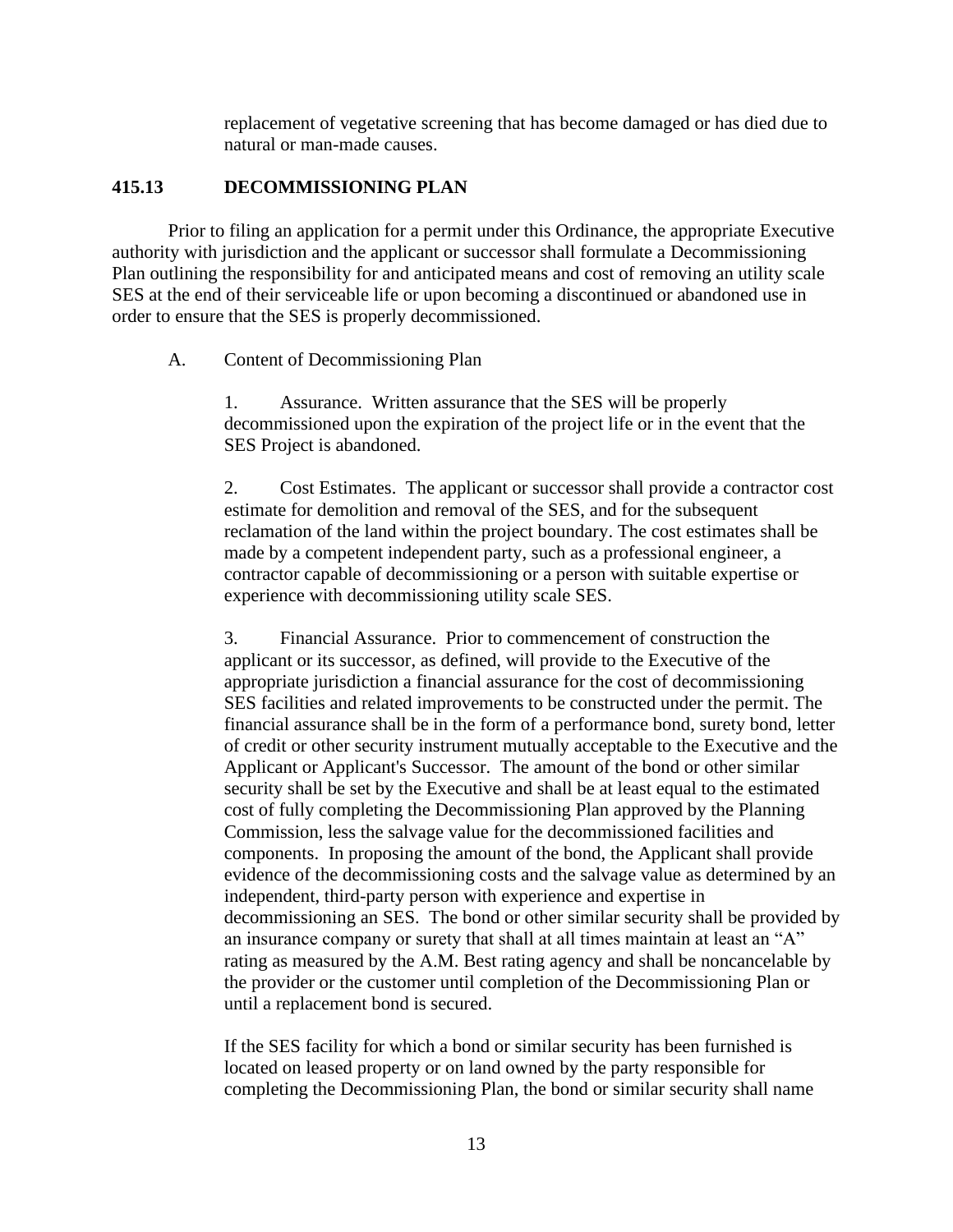replacement of vegetative screening that has become damaged or has died due to natural or man-made causes.

### 415.13 DECOMMISSIONING PLAN

Prior to filing an application for a permit under this Ordinance, the appropriate Executive authority with jurisdiction and the applicant or successor shall formulate a Decommissioning Plan outlining the responsibility for and anticipated means and cost of removing an utility scale SES at the end of their serviceable life or upon becoming a discontinued or abandoned use in order to ensure that the SES is properly decommissioned.

A. Content of Decommissioning Plan

1. Assurance. Written assurance that the SES will be properly decommissioned upon the expiration of the project life or in the event that the SES Project is abandoned.

2. Cost Estimates. The applicant or successor shall provide a contractor cost estimate for demolition and removal of the SES, and for the subsequent reclamation of the land within the project boundary. The cost estimates shall be made by a competent independent party, such as a professional engineer, a contractor capable of decommissioning or a person with suitable expertise or experience with decommissioning utility scale SES.

3. Financial Assurance. Prior to commencement of construction the applicant or its successor, as defined, will provide to the Executive of the appropriate jurisdiction a financial assurance for the cost of decommissioning SES facilities and related improvements to be constructed under the permit. The financial assurance shall be in the form of a performance bond, surety bond, letter of credit or other security instrument mutually acceptable to the Executive and the Applicant or Applicant's Successor. The amount of the bond or other similar security shall be set by the Executive and shall be at least equal to the estimated cost of fully completing the Decommissioning Plan approved by the Planning Commission, less the salvage value for the decommissioned facilities and components. In proposing the amount of the bond, the Applicant shall provide evidence of the decommissioning costs and the salvage value as determined by an independent, third-party person with experience and expertise in decommissioning an SES. The bond or other similar security shall be provided by an insurance company or surety that shall at all times maintain at least an "A" rating as measured by the A.M. Best rating agency and shall be noncancelable by the provider or the customer until completion of the Decommissioning Plan or until a replacement bond is secured.

If the SES facility for which a bond or similar security has been furnished is located on leased property or on land owned by the party responsible for completing the Decommissioning Plan, the bond or similar security shall name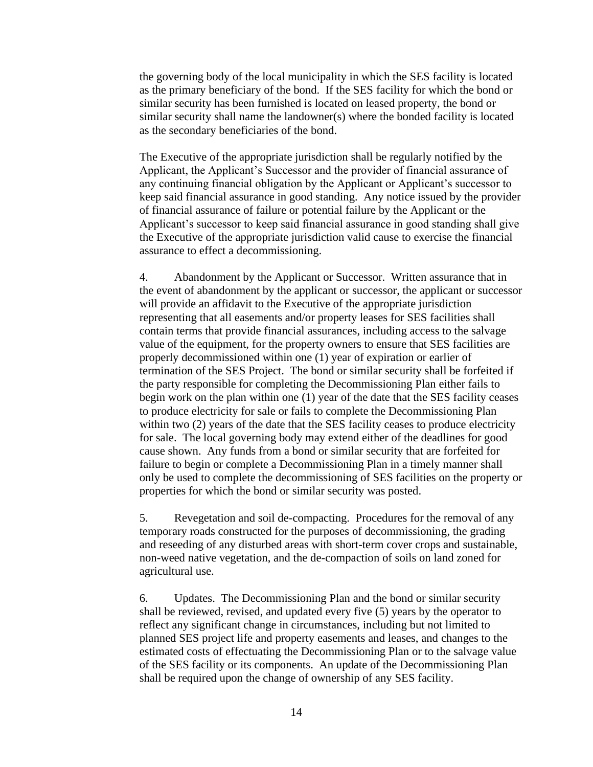the governing body of the local municipality in which the SES facility is located as the primary beneficiary of the bond. If the SES facility for which the bond or similar security has been furnished is located on leased property, the bond or similar security shall name the landowner(s) where the bonded facility is located as the secondary beneficiaries of the bond.

The Executive of the appropriate jurisdiction shall be regularly notified by the Applicant, the Applicant's Successor and the provider of financial assurance of any continuing financial obligation by the Applicant or Applicant's successor to keep said financial assurance in good standing. Any notice issued by the provider of financial assurance of failure or potential failure by the Applicant or the Applicant's successor to keep said financial assurance in good standing shall give the Executive of the appropriate jurisdiction valid cause to exercise the financial assurance to effect a decommissioning.

4. Abandonment by the Applicant or Successor. Written assurance that in the event of abandonment by the applicant or successor, the applicant or successor will provide an affidavit to the Executive of the appropriate jurisdiction representing that all easements and/or property leases for SES facilities shall contain terms that provide financial assurances, including access to the salvage value of the equipment, for the property owners to ensure that SES facilities are properly decommissioned within one (1) year of expiration or earlier of termination of the SES Project. The bond or similar security shall be forfeited if the party responsible for completing the Decommissioning Plan either fails to begin work on the plan within one (1) year of the date that the SES facility ceases to produce electricity for sale or fails to complete the Decommissioning Plan within two (2) years of the date that the SES facility ceases to produce electricity for sale. The local governing body may extend either of the deadlines for good cause shown. Any funds from a bond or similar security that are forfeited for failure to begin or complete a Decommissioning Plan in a timely manner shall only be used to complete the decommissioning of SES facilities on the property or properties for which the bond or similar security was posted.

5. Revegetation and soil de-compacting. Procedures for the removal of any temporary roads constructed for the purposes of decommissioning, the grading and reseeding of any disturbed areas with short-term cover crops and sustainable, non-weed native vegetation, and the de-compaction of soils on land zoned for agricultural use.

6. Updates. The Decommissioning Plan and the bond or similar security shall be reviewed, revised, and updated every five (5) years by the operator to reflect any significant change in circumstances, including but not limited to planned SES project life and property easements and leases, and changes to the estimated costs of effectuating the Decommissioning Plan or to the salvage value of the SES facility or its components. An update of the Decommissioning Plan shall be required upon the change of ownership of any SES facility.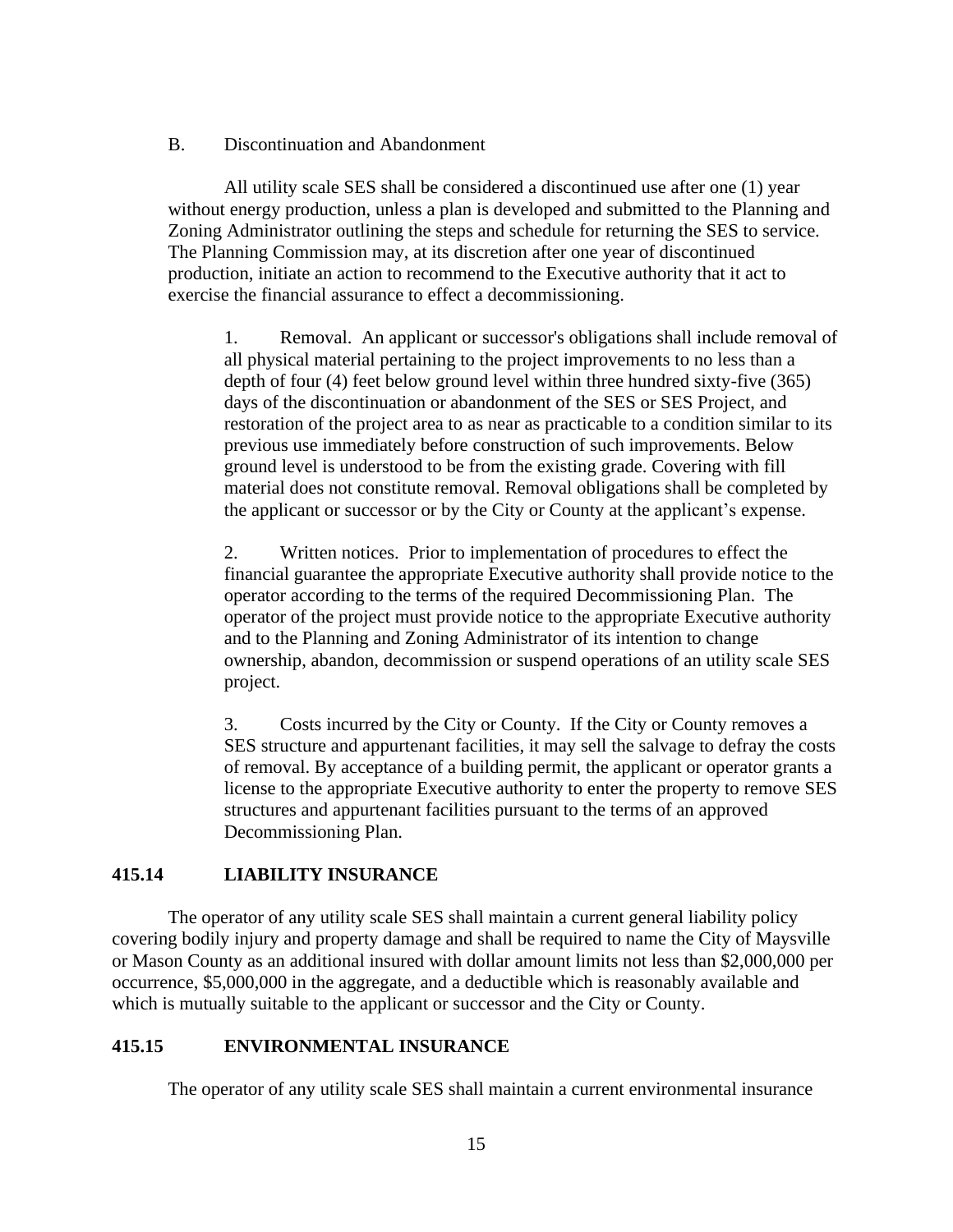B. Discontinuation and Abandonment

All utility scale SES shall be considered a discontinued use after one (1) year without energy production, unless a plan is developed and submitted to the Planning and Zoning Administrator outlining the steps and schedule for returning the SES to service. The Planning Commission may, at its discretion after one year of discontinued production, initiate an action to recommend to the Executive authority that it act to exercise the financial assurance to effect a decommissioning.

1. Removal. An applicant or successor's obligations shall include removal of all physical material pertaining to the project improvements to no less than a depth of four (4) feet below ground level within three hundred sixty-five (365) days of the discontinuation or abandonment of the SES or SES Project, and restoration of the project area to as near as practicable to a condition similar to its previous use immediately before construction of such improvements. Below ground level is understood to be from the existing grade. Covering with fill material does not constitute removal. Removal obligations shall be completed by the applicant or successor or by the City or County at the applicant's expense.

2. Written notices. Prior to implementation of procedures to effect the financial guarantee the appropriate Executive authority shall provide notice to the operator according to the terms of the required Decommissioning Plan. The operator of the project must provide notice to the appropriate Executive authority and to the Planning and Zoning Administrator of its intention to change ownership, abandon, decommission or suspend operations of an utility scale SES project.

3. Costs incurred by the City or County. If the City or County removes a SES structure and appurtenant facilities, it may sell the salvage to defray the costs of removal. By acceptance of a building permit, the applicant or operator grants a license to the appropriate Executive authority to enter the property to remove SES structures and appurtenant facilities pursuant to the terms of an approved Decommissioning Plan.

## 415.14 LIABILITY INSURANCE

The operator of any utility scale SES shall maintain a current general liability policy covering bodily injury and property damage and shall be required to name the City of Maysville or Mason County as an additional insured with dollar amount limits not less than $2,000,000 per occurrence, $5,000,000 in the aggregate, and a deductible which is reasonably available and which is mutually suitable to the applicant or successor and the City or County.

## 415.15 ENVIRONMENTAL INSURANCE

The operator of any utility scale SES shall maintain a current environmental insurance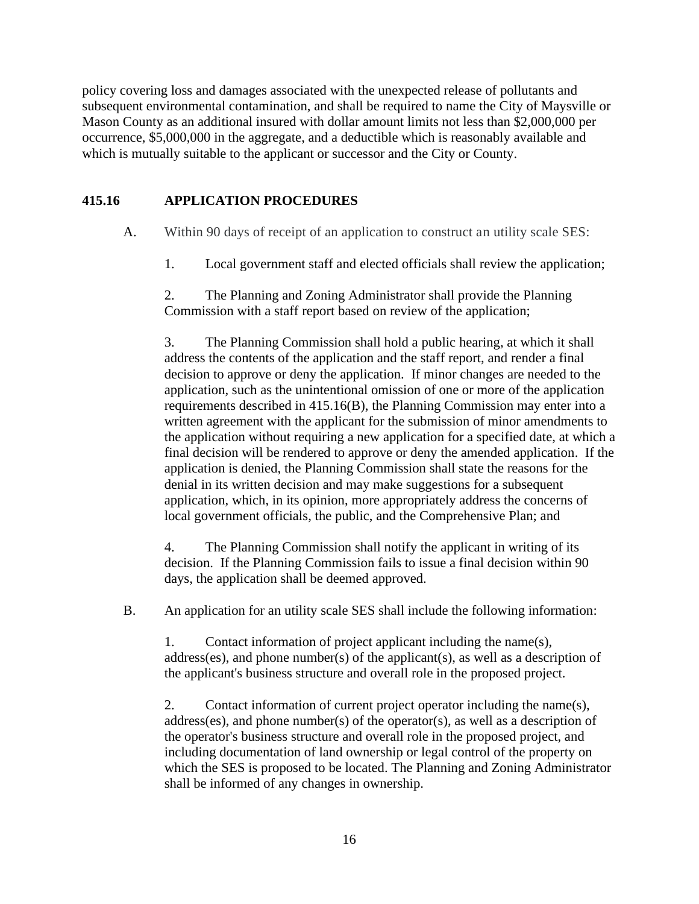policy covering loss and damages associated with the unexpected release of pollutants and subsequent environmental contamination, and shall be required to name the City of Maysville or Mason County as an additional insured with dollar amount limits not less than $2,000,000 per occurrence, $5,000,000 in the aggregate, and a deductible which is reasonably available and which is mutually suitable to the applicant or successor and the City or County.

**415.16 APPLICATION PROCEDURES**

A. Within 90 days of receipt of an application to construct an utility scale SES:

1. Local government staff and elected officials shall review the application;

2. The Planning and Zoning Administrator shall provide the Planning Commission with a staff report based on review of the application;

3. The Planning Commission shall hold a public hearing, at which it shall address the contents of the application and the staff report, and render a final decision to approve or deny the application. If minor changes are needed to the application, such as the unintentional omission of one or more of the application requirements described in 415.16(B), the Planning Commission may enter into a written agreement with the applicant for the submission of minor amendments to the application without requiring a new application for a specified date, at which a final decision will be rendered to approve or deny the amended application. If the application is denied, the Planning Commission shall state the reasons for the denial in its written decision and may make suggestions for a subsequent application, which, in its opinion, more appropriately address the concerns of local government officials, the public, and the Comprehensive Plan; and

4. The Planning Commission shall notify the applicant in writing of its decision. If the Planning Commission fails to issue a final decision within 90 days, the application shall be deemed approved.

B. An application for an utility scale SES shall include the following information:

1. Contact information of project applicant including the name(s), address(es), and phone number(s) of the applicant(s), as well as a description of the applicant's business structure and overall role in the proposed project.

2. Contact information of current project operator including the name(s), address(es), and phone number(s) of the operator(s), as well as a description of the operator's business structure and overall role in the proposed project, and including documentation of land ownership or legal control of the property on which the SES is proposed to be located. The Planning and Zoning Administrator shall be informed of any changes in ownership.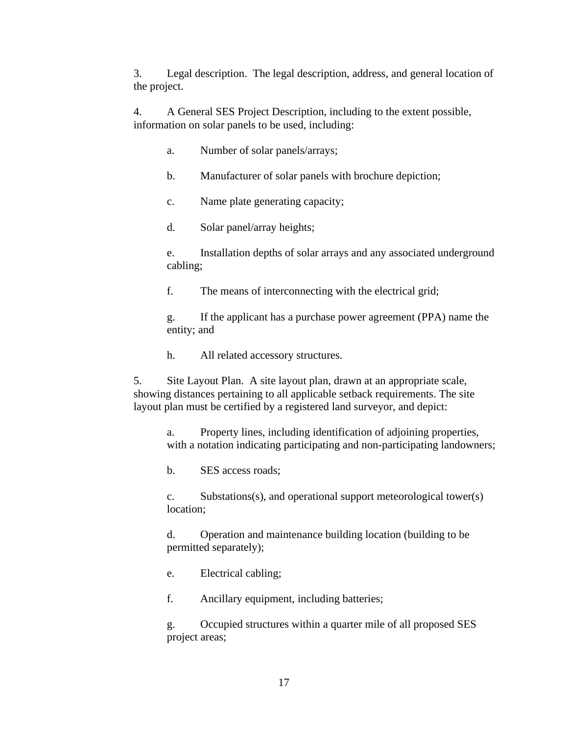3. Legal description. The legal description, address, and general location of the project.

4. A General SES Project Description, including to the extent possible, information on solar panels to be used, including:

   a. Number of solar panels/arrays;

   b. Manufacturer of solar panels with brochure depiction;

   c. Name plate generating capacity;

   d. Solar panel/array heights;

   e. Installation depths of solar arrays and any associated underground cabling;

   f. The means of interconnecting with the electrical grid;

   g. If the applicant has a purchase power agreement (PPA) name the entity; and

   h. All related accessory structures.

5. Site Layout Plan. A site layout plan, drawn at an appropriate scale, showing distances pertaining to all applicable setback requirements. The site layout plan must be certified by a registered land surveyor, and depict:

   a. Property lines, including identification of adjoining properties, with a notation indicating participating and non-participating landowners;

   b. SES access roads;

   c. Substations(s), and operational support meteorological tower(s) location;

   d. Operation and maintenance building location (building to be permitted separately);

   e. Electrical cabling;

   f. Ancillary equipment, including batteries;

   g. Occupied structures within a quarter mile of all proposed SES project areas;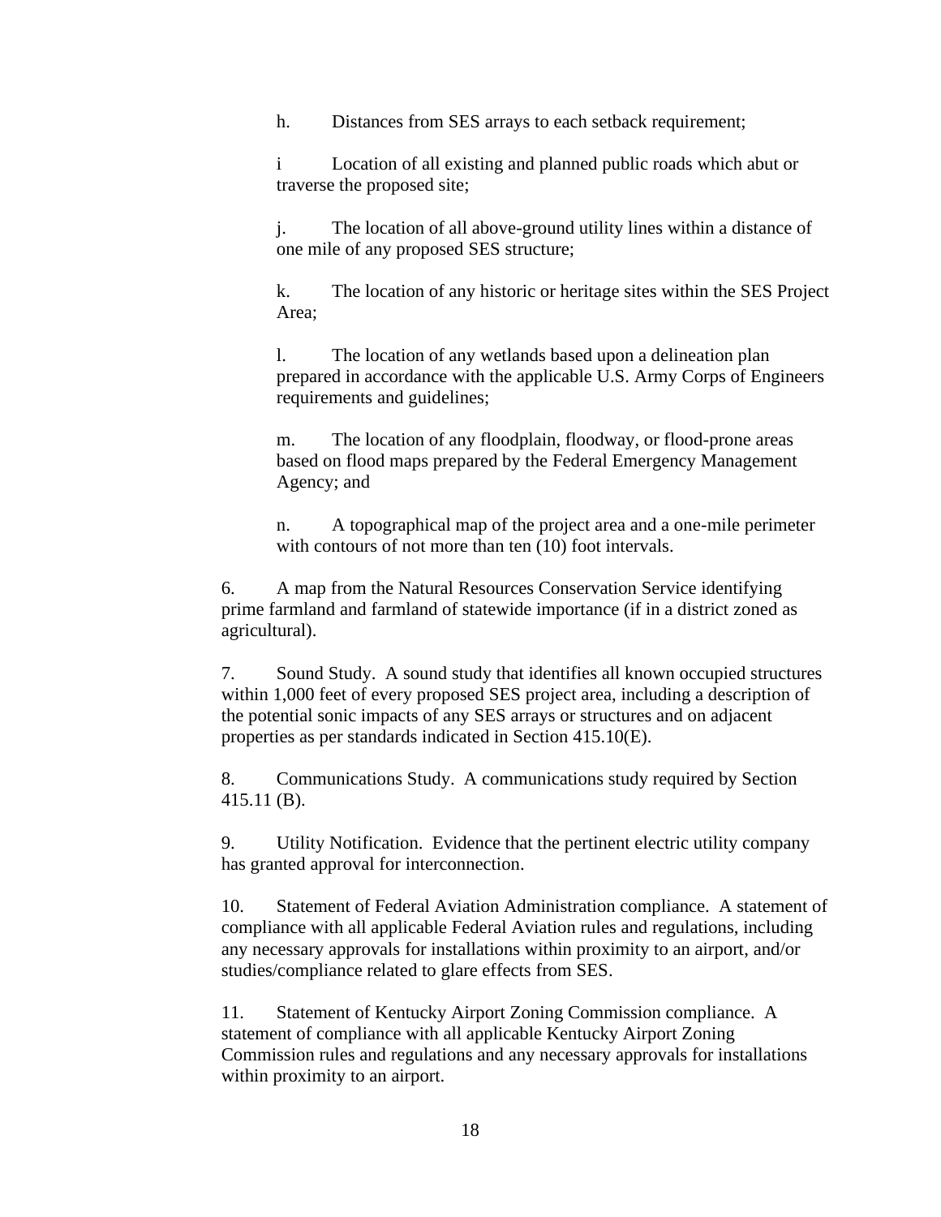h. Distances from SES arrays to each setback requirement;

i Location of all existing and planned public roads which abut or traverse the proposed site;

j. The location of all above-ground utility lines within a distance of one mile of any proposed SES structure;

k. The location of any historic or heritage sites within the SES Project Area;

l. The location of any wetlands based upon a delineation plan prepared in accordance with the applicable U.S. Army Corps of Engineers requirements and guidelines;

m. The location of any floodplain, floodway, or flood-prone areas based on flood maps prepared by the Federal Emergency Management Agency; and

n. A topographical map of the project area and a one-mile perimeter with contours of not more than ten (10) foot intervals.

6. A map from the Natural Resources Conservation Service identifying prime farmland and farmland of statewide importance (if in a district zoned as agricultural).

7. Sound Study. A sound study that identifies all known occupied structures within 1,000 feet of every proposed SES project area, including a description of the potential sonic impacts of any SES arrays or structures and on adjacent properties as per standards indicated in Section 415.10(E).

8. Communications Study. A communications study required by Section 415.11 (B).

9. Utility Notification. Evidence that the pertinent electric utility company has granted approval for interconnection.

10. Statement of Federal Aviation Administration compliance. A statement of compliance with all applicable Federal Aviation rules and regulations, including any necessary approvals for installations within proximity to an airport, and/or studies/compliance related to glare effects from SES.

11. Statement of Kentucky Airport Zoning Commission compliance. A statement of compliance with all applicable Kentucky Airport Zoning Commission rules and regulations and any necessary approvals for installations within proximity to an airport.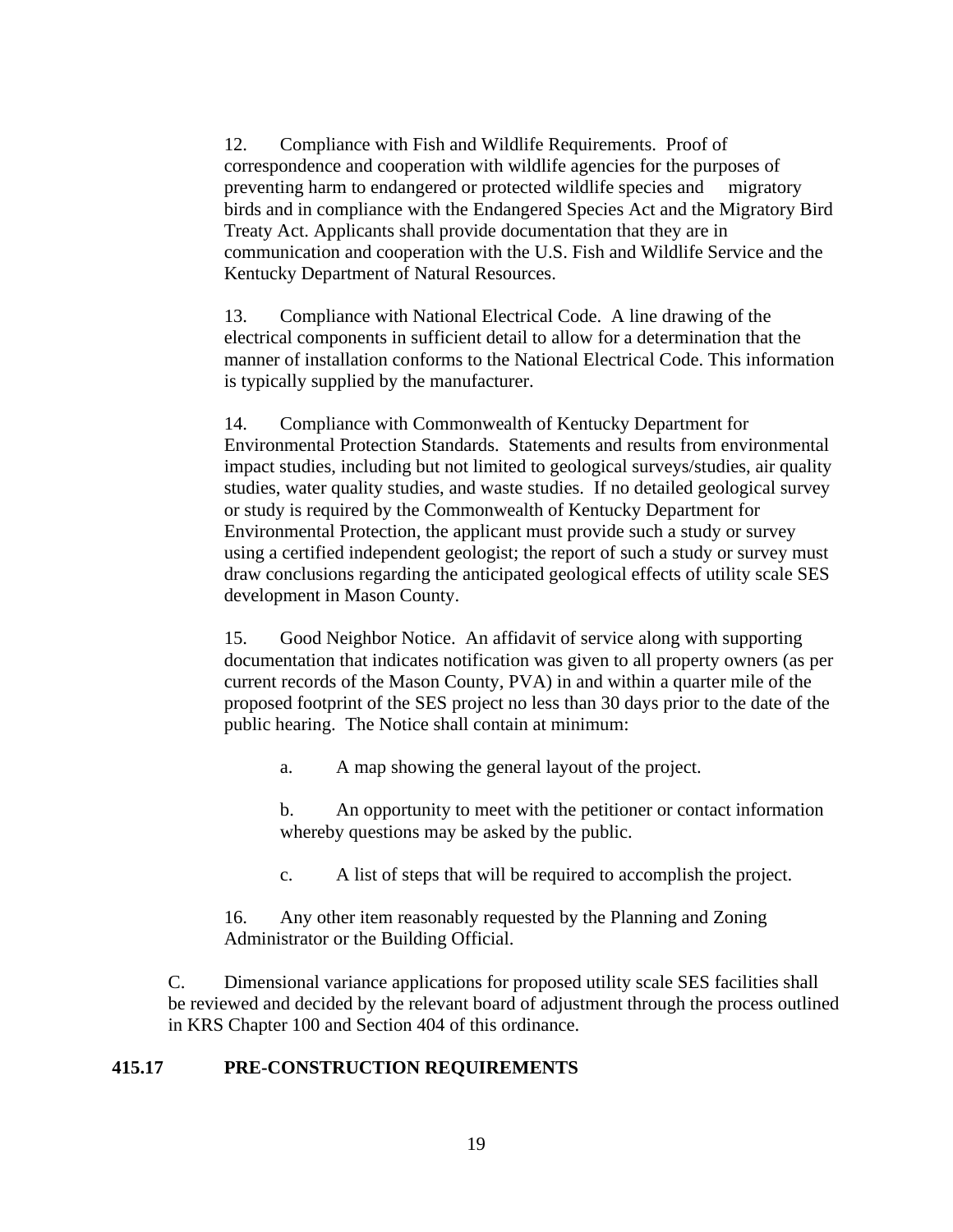12. Compliance with Fish and Wildlife Requirements. Proof of correspondence and cooperation with wildlife agencies for the purposes of preventing harm to endangered or protected wildlife species and migratory birds and in compliance with the Endangered Species Act and the Migratory Bird Treaty Act. Applicants shall provide documentation that they are in communication and cooperation with the U.S. Fish and Wildlife Service and the Kentucky Department of Natural Resources.

13. Compliance with National Electrical Code. A line drawing of the electrical components in sufficient detail to allow for a determination that the manner of installation conforms to the National Electrical Code. This information is typically supplied by the manufacturer.

14. Compliance with Commonwealth of Kentucky Department for Environmental Protection Standards. Statements and results from environmental impact studies, including but not limited to geological surveys/studies, air quality studies, water quality studies, and waste studies. If no detailed geological survey or study is required by the Commonwealth of Kentucky Department for Environmental Protection, the applicant must provide such a study or survey using a certified independent geologist; the report of such a study or survey must draw conclusions regarding the anticipated geological effects of utility scale SES development in Mason County.

15. Good Neighbor Notice. An affidavit of service along with supporting documentation that indicates notification was given to all property owners (as per current records of the Mason County, PVA) in and within a quarter mile of the proposed footprint of the SES project no less than 30 days prior to the date of the public hearing. The Notice shall contain at minimum:

   a. A map showing the general layout of the project.

   b. An opportunity to meet with the petitioner or contact information whereby questions may be asked by the public.

   c. A list of steps that will be required to accomplish the project.

16. Any other item reasonably requested by the Planning and Zoning Administrator or the Building Official.

C. Dimensional variance applications for proposed utility scale SES facilities shall be reviewed and decided by the relevant board of adjustment through the process outlined in KRS Chapter 100 and Section 404 of this ordinance.

## 415.17 PRE-CONSTRUCTION REQUIREMENTS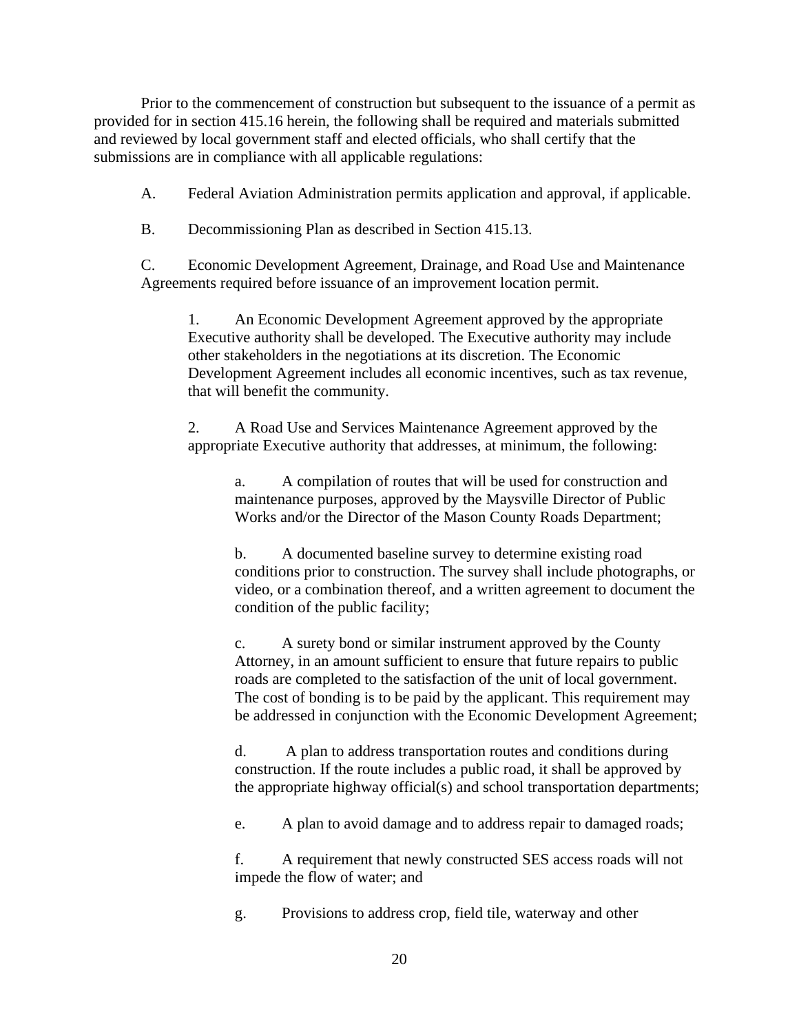Prior to the commencement of construction but subsequent to the issuance of a permit as provided for in section 415.16 herein, the following shall be required and materials submitted and reviewed by local government staff and elected officials, who shall certify that the submissions are in compliance with all applicable regulations:

A. Federal Aviation Administration permits application and approval, if applicable.

B. Decommissioning Plan as described in Section 415.13.

C. Economic Development Agreement, Drainage, and Road Use and Maintenance Agreements required before issuance of an improvement location permit.

1. An Economic Development Agreement approved by the appropriate Executive authority shall be developed. The Executive authority may include other stakeholders in the negotiations at its discretion. The Economic Development Agreement includes all economic incentives, such as tax revenue, that will benefit the community.

2. A Road Use and Services Maintenance Agreement approved by the appropriate Executive authority that addresses, at minimum, the following:

a. A compilation of routes that will be used for construction and maintenance purposes, approved by the Maysville Director of Public Works and/or the Director of the Mason County Roads Department;

b. A documented baseline survey to determine existing road conditions prior to construction. The survey shall include photographs, or video, or a combination thereof, and a written agreement to document the condition of the public facility;

c. A surety bond or similar instrument approved by the County Attorney, in an amount sufficient to ensure that future repairs to public roads are completed to the satisfaction of the unit of local government. The cost of bonding is to be paid by the applicant. This requirement may be addressed in conjunction with the Economic Development Agreement;

d. A plan to address transportation routes and conditions during construction. If the route includes a public road, it shall be approved by the appropriate highway official(s) and school transportation departments;

e. A plan to avoid damage and to address repair to damaged roads;

f. A requirement that newly constructed SES access roads will not impede the flow of water; and

g. Provisions to address crop, field tile, waterway and other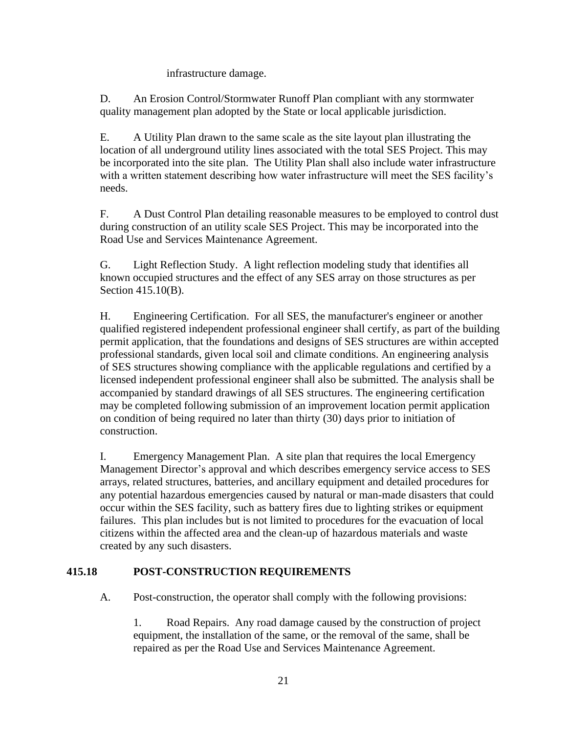infrastructure damage.

D. An Erosion Control/Stormwater Runoff Plan compliant with any stormwater quality management plan adopted by the State or local applicable jurisdiction.

E. A Utility Plan drawn to the same scale as the site layout plan illustrating the location of all underground utility lines associated with the total SES Project. This may be incorporated into the site plan. The Utility Plan shall also include water infrastructure with a written statement describing how water infrastructure will meet the SES facility's needs.

F. A Dust Control Plan detailing reasonable measures to be employed to control dust during construction of an utility scale SES Project. This may be incorporated into the Road Use and Services Maintenance Agreement.

G. Light Reflection Study. A light reflection modeling study that identifies all known occupied structures and the effect of any SES array on those structures as per Section 415.10(B).

H. Engineering Certification. For all SES, the manufacturer's engineer or another qualified registered independent professional engineer shall certify, as part of the building permit application, that the foundations and designs of SES structures are within accepted professional standards, given local soil and climate conditions. An engineering analysis of SES structures showing compliance with the applicable regulations and certified by a licensed independent professional engineer shall also be submitted. The analysis shall be accompanied by standard drawings of all SES structures. The engineering certification may be completed following submission of an improvement location permit application on condition of being required no later than thirty (30) days prior to initiation of construction.

I. Emergency Management Plan. A site plan that requires the local Emergency Management Director's approval and which describes emergency service access to SES arrays, related structures, batteries, and ancillary equipment and detailed procedures for any potential hazardous emergencies caused by natural or man-made disasters that could occur within the SES facility, such as battery fires due to lighting strikes or equipment failures. This plan includes but is not limited to procedures for the evacuation of local citizens within the affected area and the clean-up of hazardous materials and waste created by any such disasters.

## 415.18 POST-CONSTRUCTION REQUIREMENTS

A. Post-construction, the operator shall comply with the following provisions:

1. Road Repairs. Any road damage caused by the construction of project equipment, the installation of the same, or the removal of the same, shall be repaired as per the Road Use and Services Maintenance Agreement.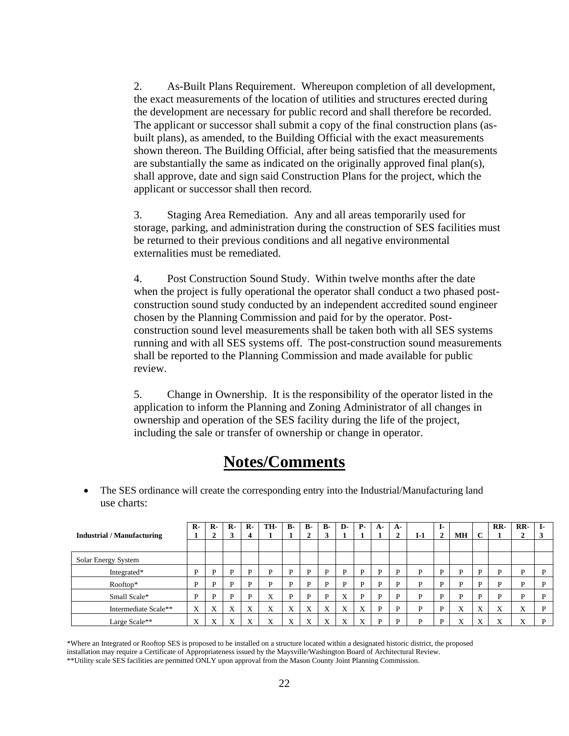2. As-Built Plans Requirement. Whereupon completion of all development, the exact measurements of the location of utilities and structures erected during the development are necessary for public record and shall therefore be recorded. The applicant or successor shall submit a copy of the final construction plans (as-built plans), as amended, to the Building Official with the exact measurements shown thereon. The Building Official, after being satisfied that the measurements are substantially the same as indicated on the originally approved final plan(s), shall approve, date and sign said Construction Plans for the project, which the applicant or successor shall then record.

3. Staging Area Remediation. Any and all areas temporarily used for storage, parking, and administration during the construction of SES facilities must be returned to their previous conditions and all negative environmental externalities must be remediated.

4. Post Construction Sound Study. Within twelve months after the date when the project is fully operational the operator shall conduct a two phased post-construction sound study conducted by an independent accredited sound engineer chosen by the Planning Commission and paid for by the operator. Post-construction sound level measurements shall be taken both with all SES systems running and with all SES systems off. The post-construction sound measurements shall be reported to the Planning Commission and made available for public review.

5. Change in Ownership. It is the responsibility of the operator listed in the application to inform the Planning and Zoning Administrator of all changes in ownership and operation of the SES facility during the life of the project, including the sale or transfer of ownership or change in operator.

# Notes/Comments

- The SES ordinance will create the corresponding entry into the Industrial/Manufacturing land use charts:

| **Industrial / Manufacturing** | **R-1** | **R-2** | **R-3** | **R-4** | **TH-1** | **B-1** | **B-2** | **B-3** | **D-1** | **P-1** | **A-1** | **A-2** | **I-1** | **I-2** | **MH** | **C** | **RR-1** | **RR-2** | **I-3** |
|---|---|---|---|---|---|---|---|---|---|---|---|---|---|---|---|---|---|---|---|
| | | | | | | | | | | | | | | | | | | | |
| Solar Energy System | | | | | | | | | | | | | | | | | | | |
| Integrated* | P | P | P | P | P | P | P | P | P | P | P | P | P | P | P | P | P | P | P |
| Rooftop* | P | P | P | P | P | P | P | P | P | P | P | P | P | P | P | P | P | P | P |
| Small Scale* | P | P | P | P | X | P | P | P | X | P | P | P | P | P | P | P | P | P | P |
| Intermediate Scale** | X | X | X | X | X | X | X | X | X | X | P | P | P | P | X | X | X | X | P |
| Large Scale** | X | X | X | X | X | X | X | X | X | X | P | P | P | P | X | X | X | X | P |

*Where an Integrated or Rooftop SES is proposed to be installed on a structure located within a designated historic district, the proposed installation may require a Certificate of Appropriateness issued by the Maysville/Washington Board of Architectural Review.

**Utility scale SES facilities are permitted ONLY upon approval from the Mason County Joint Planning Commission.